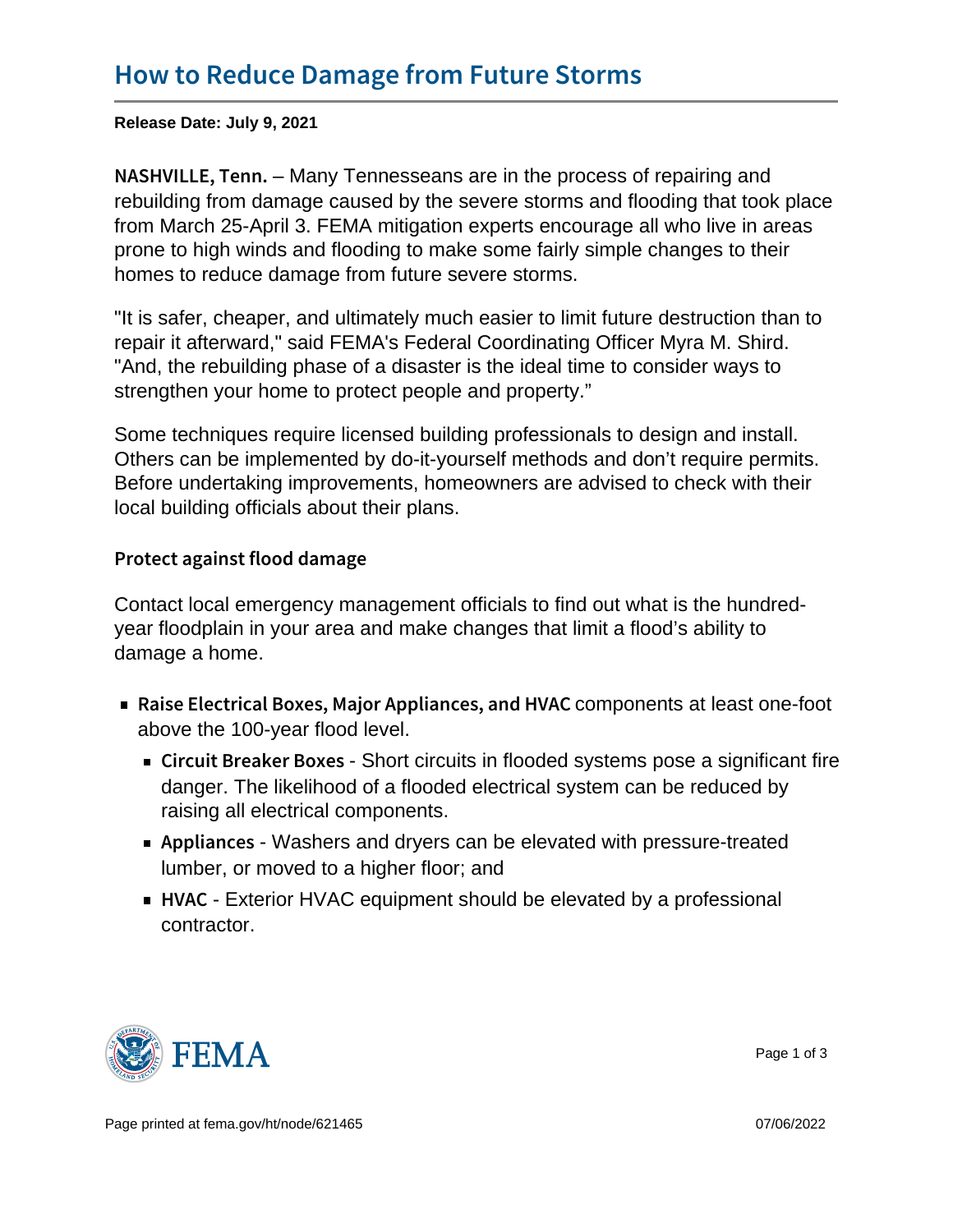# How to Reduce Damage from Future Storms

**Release Date: July 9, 2021**

**NASHVILLE, Tenn.** – Many Tennesseans are in the process of repairing and rebuilding from damage caused by the severe storms and flooding that took place from March 25-April 3. FEMA mitigation experts encourage all who live in areas prone to high winds and flooding to make some fairly simple changes to their homes to reduce damage from future severe storms.

"It is safer, cheaper, and ultimately much easier to limit future destruction than to repair it afterward," said FEMA's Federal Coordinating Officer Myra M. Shird. "And, the rebuilding phase of a disaster is the ideal time to consider ways to strengthen your home to protect people and property."

Some techniques require licensed building professionals to design and install. Others can be implemented by do-it-yourself methods and don't require permits. Before undertaking improvements, homeowners are advised to check with their local building officials about their plans.

### Protect against flood damage

Contact local emergency management officials to find out what is the hundred-year floodplain in your area and make changes that limit a flood's ability to damage a home.

- **Raise Electrical Boxes, Major Appliances, and HVAC** components at least one-foot above the 100-year flood level.
  - **Circuit Breaker Boxes** - Short circuits in flooded systems pose a significant fire danger. The likelihood of a flooded electrical system can be reduced by raising all electrical components.
  - **Appliances** - Washers and dryers can be elevated with pressure-treated lumber, or moved to a higher floor; and
  - **HVAC** - Exterior HVAC equipment should be elevated by a professional contractor.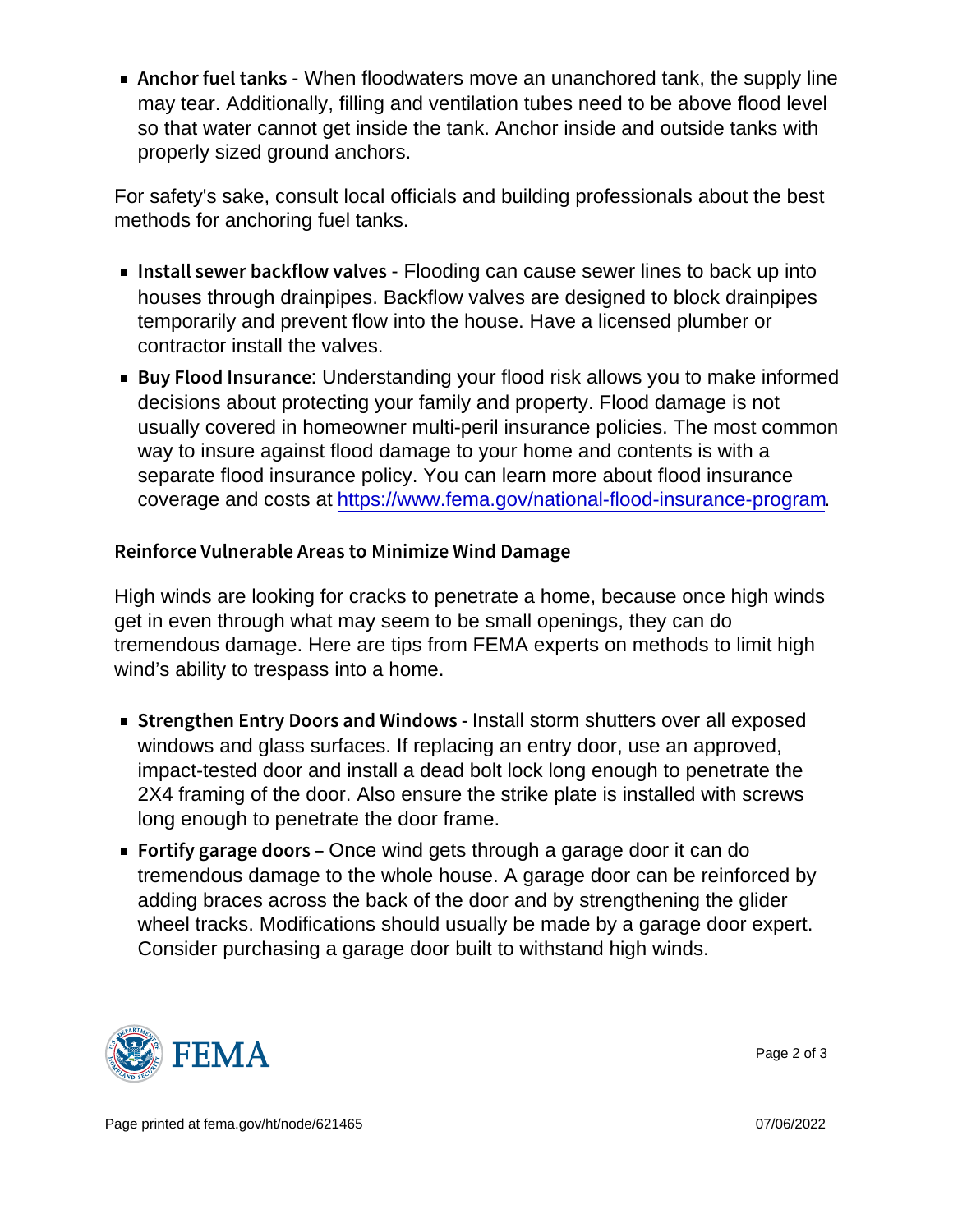- **Anchor fuel tanks** - When floodwaters move an unanchored tank, the supply line may tear. Additionally, filling and ventilation tubes need to be above flood level so that water cannot get inside the tank. Anchor inside and outside tanks with properly sized ground anchors.

For safety's sake, consult local officials and building professionals about the best methods for anchoring fuel tanks.

- **Install sewer backflow valves** - Flooding can cause sewer lines to back up into houses through drainpipes. Backflow valves are designed to block drainpipes temporarily and prevent flow into the house. Have a licensed plumber or contractor install the valves.
- **Buy Flood Insurance**: Understanding your flood risk allows you to make informed decisions about protecting your family and property. Flood damage is not usually covered in homeowner multi-peril insurance policies. The most common way to insure against flood damage to your home and contents is with a separate flood insurance policy. You can learn more about flood insurance coverage and costs at https://www.fema.gov/national-flood-insurance-program.

## Reinforce Vulnerable Areas to Minimize Wind Damage

High winds are looking for cracks to penetrate a home, because once high winds get in even through what may seem to be small openings, they can do tremendous damage. Here are tips from FEMA experts on methods to limit high wind's ability to trespass into a home.

- **Strengthen Entry Doors and Windows** - Install storm shutters over all exposed windows and glass surfaces. If replacing an entry door, use an approved, impact-tested door and install a dead bolt lock long enough to penetrate the 2X4 framing of the door. Also ensure the strike plate is installed with screws long enough to penetrate the door frame.
- **Fortify garage doors** – Once wind gets through a garage door it can do tremendous damage to the whole house. A garage door can be reinforced by adding braces across the back of the door and by strengthening the glider wheel tracks. Modifications should usually be made by a garage door expert. Consider purchasing a garage door built to withstand high winds.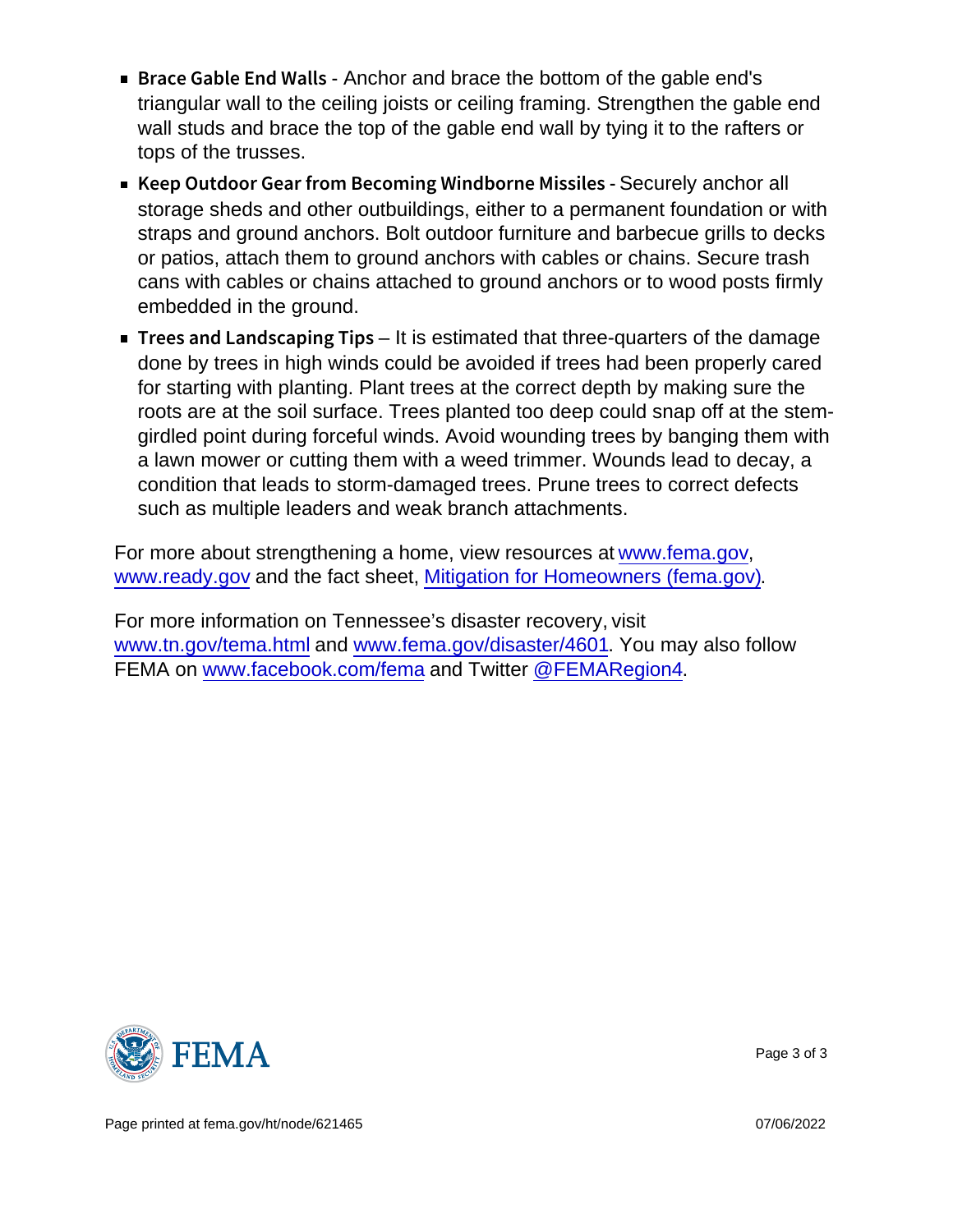- **Brace Gable End Walls** - Anchor and brace the bottom of the gable end's triangular wall to the ceiling joists or ceiling framing. Strengthen the gable end wall studs and brace the top of the gable end wall by tying it to the rafters or tops of the trusses.
- **Keep Outdoor Gear from Becoming Windborne Missiles** - Securely anchor all storage sheds and other outbuildings, either to a permanent foundation or with straps and ground anchors. Bolt outdoor furniture and barbecue grills to decks or patios, attach them to ground anchors with cables or chains. Secure trash cans with cables or chains attached to ground anchors or to wood posts firmly embedded in the ground.
- **Trees and Landscaping Tips** – It is estimated that three-quarters of the damage done by trees in high winds could be avoided if trees had been properly cared for starting with planting. Plant trees at the correct depth by making sure the roots are at the soil surface. Trees planted too deep could snap off at the stem-girdled point during forceful winds. Avoid wounding trees by banging them with a lawn mower or cutting them with a weed trimmer. Wounds lead to decay, a condition that leads to storm-damaged trees. Prune trees to correct defects such as multiple leaders and weak branch attachments.

For more about strengthening a home, view resources at www.fema.gov, www.ready.gov and the fact sheet, Mitigation for Homeowners (fema.gov).

For more information on Tennessee's disaster recovery, visit www.tn.gov/tema.html and www.fema.gov/disaster/4601. You may also follow FEMA on www.facebook.com/fema and Twitter @FEMARegion4.